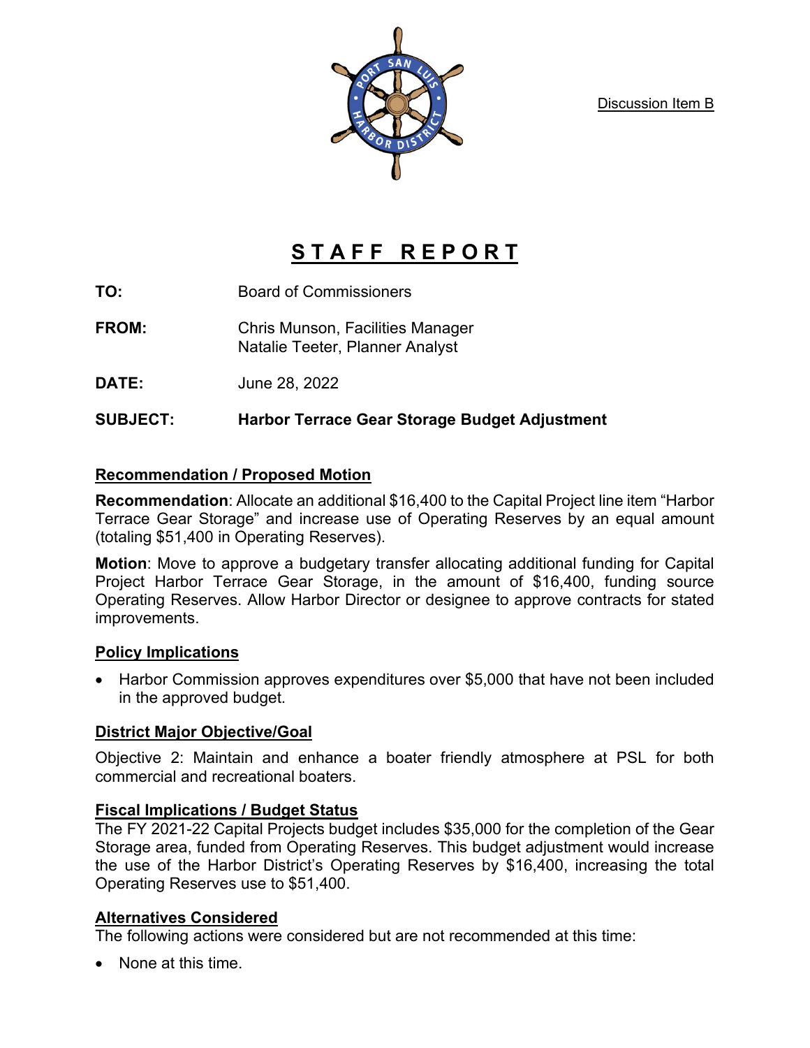Discussion Item B

# STAFF REPORT

**TO:** Board of Commissioners

**FROM:** Chris Munson, Facilities Manager
Natalie Teeter, Planner Analyst

**DATE:** June 28, 2022

**SUBJECT:** **Harbor Terrace Gear Storage Budget Adjustment**

## Recommendation / Proposed Motion

**Recommendation**: Allocate an additional $16,400 to the Capital Project line item "Harbor Terrace Gear Storage" and increase use of Operating Reserves by an equal amount (totaling $51,400 in Operating Reserves).

**Motion**: Move to approve a budgetary transfer allocating additional funding for Capital Project Harbor Terrace Gear Storage, in the amount of $16,400, funding source Operating Reserves. Allow Harbor Director or designee to approve contracts for stated improvements.

## Policy Implications

- Harbor Commission approves expenditures over $5,000 that have not been included in the approved budget.

## District Major Objective/Goal

Objective 2: Maintain and enhance a boater friendly atmosphere at PSL for both commercial and recreational boaters.

## Fiscal Implications / Budget Status

The FY 2021-22 Capital Projects budget includes $35,000 for the completion of the Gear Storage area, funded from Operating Reserves. This budget adjustment would increase the use of the Harbor District's Operating Reserves by $16,400, increasing the total Operating Reserves use to $51,400.

## Alternatives Considered

The following actions were considered but are not recommended at this time:

- None at this time.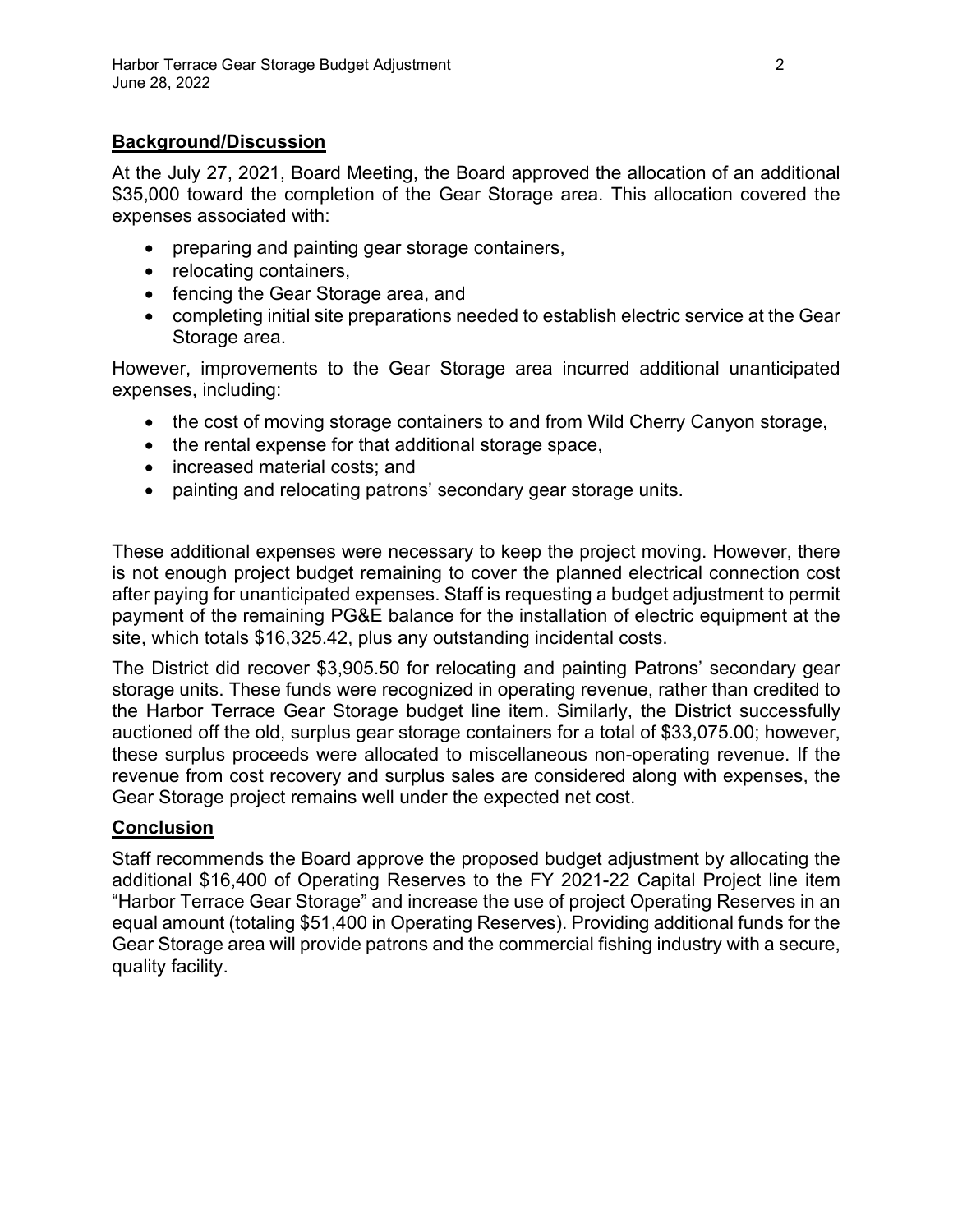## Background/Discussion

At the July 27, 2021, Board Meeting, the Board approved the allocation of an additional $35,000 toward the completion of the Gear Storage area. This allocation covered the expenses associated with:

- preparing and painting gear storage containers,
- relocating containers,
- fencing the Gear Storage area, and
- completing initial site preparations needed to establish electric service at the Gear Storage area.

However, improvements to the Gear Storage area incurred additional unanticipated expenses, including:

- the cost of moving storage containers to and from Wild Cherry Canyon storage,
- the rental expense for that additional storage space,
- increased material costs; and
- painting and relocating patrons' secondary gear storage units.

These additional expenses were necessary to keep the project moving. However, there is not enough project budget remaining to cover the planned electrical connection cost after paying for unanticipated expenses. Staff is requesting a budget adjustment to permit payment of the remaining PG&E balance for the installation of electric equipment at the site, which totals $16,325.42, plus any outstanding incidental costs.

The District did recover $3,905.50 for relocating and painting Patrons' secondary gear storage units. These funds were recognized in operating revenue, rather than credited to the Harbor Terrace Gear Storage budget line item. Similarly, the District successfully auctioned off the old, surplus gear storage containers for a total of $33,075.00; however, these surplus proceeds were allocated to miscellaneous non-operating revenue. If the revenue from cost recovery and surplus sales are considered along with expenses, the Gear Storage project remains well under the expected net cost.

## Conclusion

Staff recommends the Board approve the proposed budget adjustment by allocating the additional $16,400 of Operating Reserves to the FY 2021-22 Capital Project line item "Harbor Terrace Gear Storage" and increase the use of project Operating Reserves in an equal amount (totaling $51,400 in Operating Reserves). Providing additional funds for the Gear Storage area will provide patrons and the commercial fishing industry with a secure, quality facility.